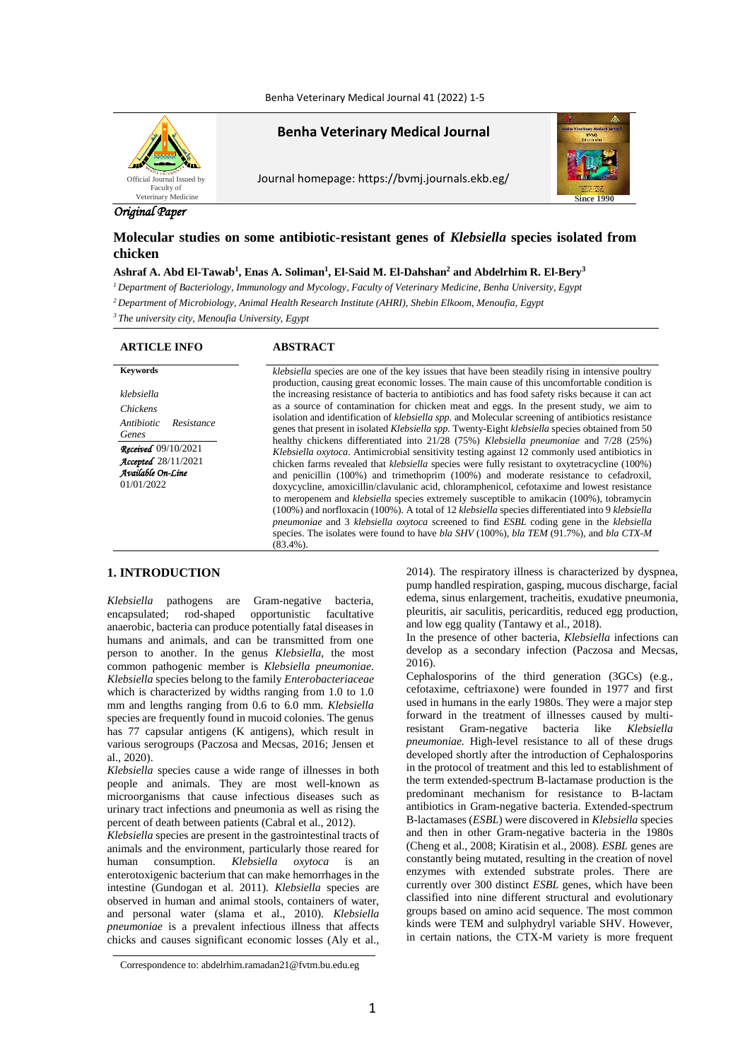*Original Paper*

# Molecular studies on some antibiotic-resistant genes of *Klebsiella* species isolated from chicken

**Ashraf A. Abd El-Tawab[1], Enas A. Soliman[1], El-Said M. El-Dahshan[2] and Abdelrhim R. El-Bery[3]**

[1] *Department of Bacteriology, Immunology and Mycology, Faculty of Veterinary Medicine, Benha University, Egypt*

[2] *Department of Microbiology, Animal Health Research Institute (AHRI), Shebin Elkoom, Menoufia, Egypt*

[3] *The university city, Menoufia University, Egypt*

## ARTICLE INFO

**Keywords**

*klebsiella*

*Chickens*

*Antibiotic Resistance Genes*

*Received* 09/10/2021

*Accepted* 28/11/2021

*Available On-Line* 01/01/2022

## ABSTRACT

*klebsiella* species are one of the key issues that have been steadily rising in intensive poultry production, causing great economic losses. The main cause of this uncomfortable condition is the increasing resistance of bacteria to antibiotics and has food safety risks because it can act as a source of contamination for chicken meat and eggs. In the present study, we aim to isolation and identification of *klebsiella spp.* and Molecular screening of antibiotics resistance genes that present in isolated *Klebsiella spp.* Twenty-Eight *klebsiella* species obtained from 50 healthy chickens differentiated into 21/28 (75%) *Klebsiella pneumoniae* and 7/28 (25%) *Klebsiella oxytoca*. Antimicrobial sensitivity testing against 12 commonly used antibiotics in chicken farms revealed that *klebsiella* species were fully resistant to oxytetracycline (100%) and penicillin (100%) and trimethoprim (100%) and moderate resistance to cefadroxil, doxycycline, amoxicillin/clavulanic acid, chloramphenicol, cefotaxime and lowest resistance to meropenem and *klebsiella* species extremely susceptible to amikacin (100%), tobramycin (100%) and norfloxacin (100%). A total of 12 *klebsiella* species differentiated into 9 *klebsiella pneumoniae* and 3 *klebsiella oxytoca* screened to find *ESBL* coding gene in the *klebsiella* species. The isolates were found to have *bla SHV* (100%), *bla TEM* (91.7%), and *bla CTX-M* (83.4%).

## 1. INTRODUCTION

*Klebsiella* pathogens are Gram-negative bacteria, encapsulated; rod-shaped opportunistic facultative anaerobic, bacteria can produce potentially fatal diseases in humans and animals, and can be transmitted from one person to another. In the genus *Klebsiella*, the most common pathogenic member is *Klebsiella pneumoniae*. *Klebsiella* species belong to the family *Enterobacteriaceae* which is characterized by widths ranging from 1.0 to 1.0 mm and lengths ranging from 0.6 to 6.0 mm. *Klebsiella* species are frequently found in mucoid colonies. The genus has 77 capsular antigens (K antigens), which result in various serogroups (Paczosa and Mecsas, 2016; Jensen et al., 2020).

*Klebsiella* species cause a wide range of illnesses in both people and animals. They are most well-known as microorganisms that cause infectious diseases such as urinary tract infections and pneumonia as well as rising the percent of death between patients (Cabral et al., 2012).

*Klebsiella* species are present in the gastrointestinal tracts of animals and the environment, particularly those reared for human consumption. *Klebsiella oxytoca* is an enterotoxigenic bacterium that can make hemorrhages in the intestine (Gundogan et al. 2011). *Klebsiella* species are observed in human and animal stools, containers of water, and personal water (slama et al., 2010). *Klebsiella pneumoniae* is a prevalent infectious illness that affects chicks and causes significant economic losses (Aly et al., 2014). The respiratory illness is characterized by dyspnea, pump handled respiration, gasping, mucous discharge, facial edema, sinus enlargement, tracheitis, exudative pneumonia, pleuritis, air saculitis, pericarditis, reduced egg production, and low egg quality (Tantawy et al., 2018).

In the presence of other bacteria, *Klebsiella* infections can develop as a secondary infection (Paczosa and Mecsas, 2016).

Cephalosporins of the third generation (3GCs) (e.g., cefotaxime, ceftriaxone) were founded in 1977 and first used in humans in the early 1980s. They were a major step forward in the treatment of illnesses caused by multi-resistant Gram-negative bacteria like *Klebsiella pneumoniae.* High-level resistance to all of these drugs developed shortly after the introduction of Cephalosporins in the protocol of treatment and this led to establishment of the term extended-spectrum B-lactamase production is the predominant mechanism for resistance to B-lactam antibiotics in Gram-negative bacteria. Extended-spectrum B-lactamases (*ESBL*) were discovered in *Klebsiella* species and then in other Gram-negative bacteria in the 1980s (Cheng et al., 2008; Kiratisin et al., 2008). *ESBL* genes are constantly being mutated, resulting in the creation of novel enzymes with extended substrate proles. There are currently over 300 distinct *ESBL* genes, which have been classified into nine different structural and evolutionary groups based on amino acid sequence. The most common kinds were TEM and sulphydryl variable SHV. However, in certain nations, the CTX-M variety is more frequent

Correspondence to: abdelrhim.ramadan21@fvtm.bu.edu.eg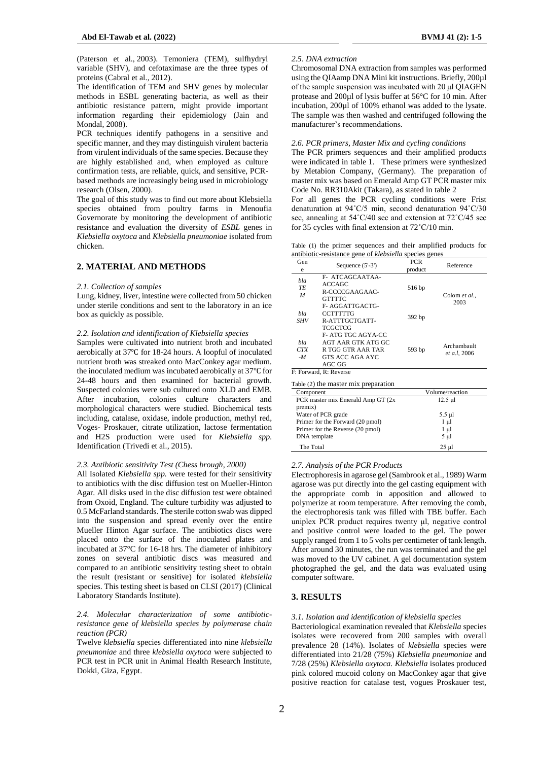(Paterson et al., 2003). Temoniera (TEM), sulfhydryl variable (SHV), and cefotaximase are the three types of proteins (Cabral et al., 2012).

The identification of TEM and SHV genes by molecular methods in ESBL generating bacteria, as well as their antibiotic resistance pattern, might provide important information regarding their epidemiology (Jain and Mondal, 2008).

PCR techniques identify pathogens in a sensitive and specific manner, and they may distinguish virulent bacteria from virulent individuals of the same species. Because they are highly established and, when employed as culture confirmation tests, are reliable, quick, and sensitive, PCR-based methods are increasingly being used in microbiology research (Olsen, 2000).

The goal of this study was to find out more about Klebsiella species obtained from poultry farms in Menoufia Governorate by monitoring the development of antibiotic resistance and evaluation the diversity of *ESBL* genes in *Klebsiella oxytoca* and *Klebsiella pneumoniae* isolated from chicken.

## 2. MATERIAL AND METHODS

### *2.1. Collection of samples*

Lung, kidney, liver, intestine were collected from 50 chicken under sterile conditions and sent to the laboratory in an ice box as quickly as possible.

### *2.2. Isolation and identification of Klebsiella species*

Samples were cultivated into nutrient broth and incubated aerobically at 37℃ for 18-24 hours. A loopful of inoculated nutrient broth was streaked onto MacConkey agar medium. the inoculated medium was incubated aerobically at 37℃ for 24-48 hours and then examined for bacterial growth. Suspected colonies were sub cultured onto XLD and EMB. After incubation, colonies culture characters and morphological characters were studied. Biochemical tests including, catalase, oxidase, indole production, methyl red, Voges- Proskauer, citrate utilization, lactose fermentation and H2S production were used for *Klebsiella spp.* Identification (Trivedi et al., 2015).

### *2.3. Antibiotic sensitivity Test (Chess brough, 2000)*

All Isolated *Klebsiella spp.* were tested for their sensitivity to antibiotics with the disc diffusion test on Mueller-Hinton Agar. All disks used in the disc diffusion test were obtained from Oxoid, England. The culture turbidity was adjusted to 0.5 McFarland standards. The sterile cotton swab was dipped into the suspension and spread evenly over the entire Mueller Hinton Agar surface. The antibiotics discs were placed onto the surface of the inoculated plates and incubated at 37°C for 16-18 hrs. The diameter of inhibitory zones on several antibiotic discs was measured and compared to an antibiotic sensitivity testing sheet to obtain the result (resistant or sensitive) for isolated *klebsiella* species. This testing sheet is based on CLSI (2017) (Clinical Laboratory Standards Institute).

### *2.4. Molecular characterization of some antibiotic-resistance gene of klebsiella species by polymerase chain reaction (PCR)*

Twelve *klebsiella* species differentiated into nine *klebsiella pneumoniae* and three *klebsiella oxytoca* were subjected to PCR test in PCR unit in Animal Health Research Institute, Dokki, Giza, Egypt.

### *2.5. DNA extraction*

Chromosomal DNA extraction from samples was performed using the QIAamp DNA Mini kit instructions. Briefly, 200µl of the sample suspension was incubated with 20 µl QIAGEN protease and 200µl of lysis buffer at 56°C for 10 min. After incubation, 200µl of 100% ethanol was added to the lysate. The sample was then washed and centrifuged following the manufacturer's recommendations.

### *2.6. PCR primers, Master Mix and cycling conditions*

The PCR primers sequences and their amplified products were indicated in table 1. These primers were synthesized by Metabion Company, (Germany). The preparation of master mix was based on Emerald Amp GT PCR master mix Code No. RR310Akit (Takara), as stated in table 2

For all genes the PCR cycling conditions were Frist denaturation at 94˚C/5 min, second denaturation 94˚C/30 sec, annealing at 54˚C/40 sec and extension at 72˚C/45 sec for 35 cycles with final extension at 72˚C/10 min.

Table (1) the primer sequences and their amplified products for antibiotic-resistance gene of *klebsiella* species genes

| Gene | Sequence (5'-3') | PCR product | Reference |
|---|---|---|---|
| *bla TEM* | F- ATCAGCAATAA-ACCAGC<br>R-CCCCGAAGAAC-GTTTTC | 516 bp | Colom *et al.*, 2003 |
| *bla SHV* | F- AGGATTGACTG-CCTTTTTG<br>R-ATTTGCTGATT-TCGCTCG | 392 bp | |
| *bla CTX-M* | F- ATG TGC AGYA-CC AGT AAR GTK ATG GC<br>R TGG GTR AAR TAR GTS ACC AGA AYC AGC GG | 593 bp | Archambault *et a.l*, 2006 |

F: Forward, R: Reverse

Table (2) the master mix preparation

| Component | Volume/reaction |
|---|---|
| PCR master mix Emerald Amp GT (2x premix) | 12.5 µl |
| Water of PCR grade | 5.5 µl |
| Primer for the Forward (20 pmol) | 1 µl |
| Primer for the Reverse (20 pmol) | 1 µl |
| DNA template | 5 µl |
| The Total | 25 µl |

### *2.7. Analysis of the PCR Products*

Electrophoresis in agarose gel (Sambrook et al., 1989) Warm agarose was put directly into the gel casting equipment with the appropriate comb in apposition and allowed to polymerize at room temperature. After removing the comb, the electrophoresis tank was filled with TBE buffer. Each uniplex PCR product requires twenty µl, negative control and positive control were loaded to the gel. The power supply ranged from 1 to 5 volts per centimeter of tank length. After around 30 minutes, the run was terminated and the gel was moved to the UV cabinet. A gel documentation system photographed the gel, and the data was evaluated using computer software.

## 3. RESULTS

### *3.1. Isolation and identification of klebsiella species*

Bacteriological examination revealed that *Klebsiella* species isolates were recovered from 200 samples with overall prevalence 28 (14%). Isolates of *klebsiella* species were differentiated into 21/28 (75%) *Klebsiella pneumoniae* and 7/28 (25%) *Klebsiella oxytoca. Klebsiella* isolates produced pink colored mucoid colony on MacConkey agar that give positive reaction for catalase test, vogues Proskauer test,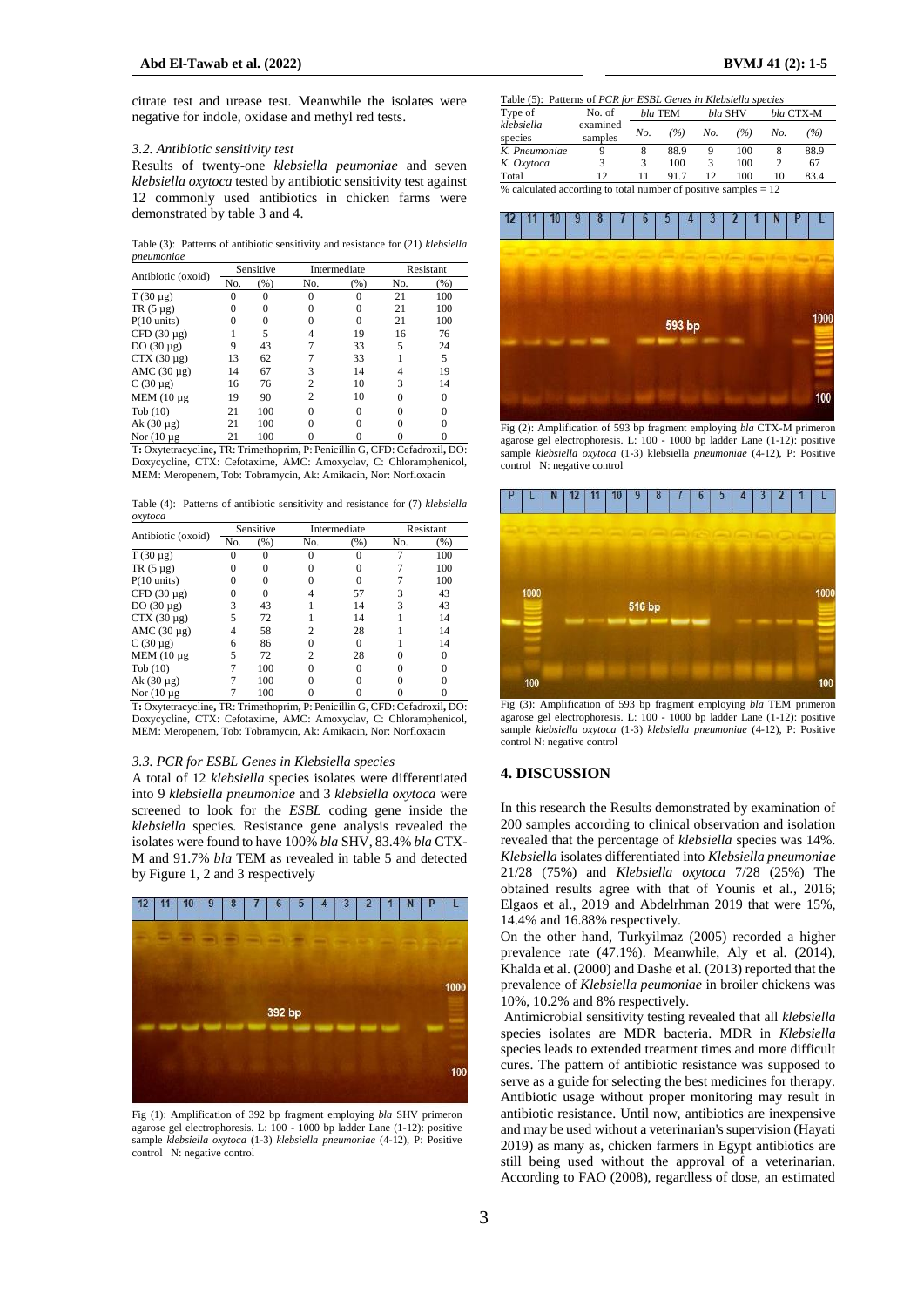citrate test and urease test. Meanwhile the isolates were negative for indole, oxidase and methyl red tests.

### 3.2. Antibiotic sensitivity test

Results of twenty-one *klebsiella peumoniae* and seven *klebsiella oxytoca* tested by antibiotic sensitivity test against 12 commonly used antibiotics in chicken farms were demonstrated by table 3 and 4.

Table (3): Patterns of antibiotic sensitivity and resistance for (21) *klebsiella pneumoniae*

| Antibiotic (oxoid) | Sensitive | | Intermediate | | Resistant | |
|---|---|---|---|---|---|---|
| | No. | (%) | No. | (%) | No. | (%) |
| T (30 µg) | 0 | 0 | 0 | 0 | 21 | 100 |
| TR (5 µg) | 0 | 0 | 0 | 0 | 21 | 100 |
| P(10 units) | 0 | 0 | 0 | 0 | 21 | 100 |
| CFD (30 µg) | 1 | 5 | 4 | 19 | 16 | 76 |
| DO (30 µg) | 9 | 43 | 7 | 33 | 5 | 24 |
| CTX (30 µg) | 13 | 62 | 7 | 33 | 1 | 5 |
| AMC (30 µg) | 14 | 67 | 3 | 14 | 4 | 19 |
| C (30 µg) | 16 | 76 | 2 | 10 | 3 | 14 |
| MEM (10 µg | 19 | 90 | 2 | 10 | 0 | 0 |
| Tob (10) | 21 | 100 | 0 | 0 | 0 | 0 |
| Ak (30 µg) | 21 | 100 | 0 | 0 | 0 | 0 |
| Nor (10 µg | 21 | 100 | 0 | 0 | 0 | 0 |

T**:** Oxytetracycline**,** TR: Trimethoprim**,** P: Penicillin G, CFD: Cefadroxil**,** DO: Doxycycline, CTX: Cefotaxime, AMC: Amoxyclav, C: Chloramphenicol, MEM: Meropenem, Tob: Tobramycin, Ak: Amikacin, Nor: Norfloxacin

Table (4): Patterns of antibiotic sensitivity and resistance for (7) *klebsiella oxytoca*

| Antibiotic (oxoid) | Sensitive | | Intermediate | | Resistant | |
|---|---|---|---|---|---|---|
| | No. | (%) | No. | (%) | No. | (%) |
| T (30 µg) | 0 | 0 | 0 | 0 | 7 | 100 |
| TR (5 µg) | 0 | 0 | 0 | 0 | 7 | 100 |
| P(10 units) | 0 | 0 | 0 | 0 | 7 | 100 |
| CFD (30 µg) | 0 | 0 | 4 | 57 | 3 | 43 |
| DO (30 µg) | 3 | 43 | 1 | 14 | 3 | 43 |
| CTX (30 µg) | 5 | 72 | 1 | 14 | 1 | 14 |
| AMC (30 µg) | 4 | 58 | 2 | 28 | 1 | 14 |
| C (30 µg) | 6 | 86 | 0 | 0 | 1 | 14 |
| MEM (10 µg | 5 | 72 | 2 | 28 | 0 | 0 |
| Tob (10) | 7 | 100 | 0 | 0 | 0 | 0 |
| Ak (30 µg) | 7 | 100 | 0 | 0 | 0 | 0 |
| Nor (10 µg | 7 | 100 | 0 | 0 | 0 | 0 |

T**:** Oxytetracycline**,** TR: Trimethoprim**,** P: Penicillin G, CFD: Cefadroxil**,** DO: Doxycycline, CTX: Cefotaxime, AMC: Amoxyclav, C: Chloramphenicol, MEM: Meropenem, Tob: Tobramycin, Ak: Amikacin, Nor: Norfloxacin

### 3.3. PCR for ESBL Genes in Klebsiella species

A total of 12 *klebsiella* species isolates were differentiated into 9 *klebsiella pneumoniae* and 3 *klebsiella oxytoca* were screened to look for the *ESBL* coding gene inside the *klebsiella* species. Resistance gene analysis revealed the isolates were found to have 100% *bla* SHV, 83.4% *bla* CTX-M and 91.7% *bla* TEM as revealed in table 5 and detected by Figure 1, 2 and 3 respectively

Fig (1): Amplification of 392 bp fragment employing *bla* SHV primer on agarose gel electrophoresis. L: 100 - 1000 bp ladder Lane (1-12): positive sample *klebsiella oxytoca* (1-3) *klebsiella pneumoniae* (4-12), P: Positive control N: negative control

Table (5): Patterns of *PCR for ESBL Genes in Klebsiella species*

| Type of *klebsiella* species | No. of examined samples | *bla* TEM | | *bla* SHV | | *bla* CTX-M | |
|---|---|---|---|---|---|---|---|
| | | *No.* | *(%)* | *No.* | *(%)* | *No.* | *(%)* |
| *K. Pneumoniae* | 9 | 8 | 88.9 | 9 | 100 | 8 | 88.9 |
| *K. Oxytoca* | 3 | 3 | 100 | 3 | 100 | 2 | 67 |
| Total | 12 | 11 | 91.7 | 12 | 100 | 10 | 83.4 |

% calculated according to total number of positive samples = 12

Fig (2): Amplification of 593 bp fragment employing *bla* CTX-M primer on agarose gel electrophoresis. L: 100 - 1000 bp ladder Lane (1-12): positive sample *klebsiella oxytoca* (1-3) klebsiella *pneumoniae* (4-12), P: Positive control N: negative control

Fig (3): Amplification of 593 bp fragment employing *bla* TEM primer on agarose gel electrophoresis. L: 100 - 1000 bp ladder Lane (1-12): positive sample *klebsiella oxytoca* (1-3) *klebsiella pneumoniae* (4-12), P: Positive control N: negative control

## 4. DISCUSSION

In this research the Results demonstrated by examination of 200 samples according to clinical observation and isolation revealed that the percentage of *klebsiella* species was 14%. *Klebsiella* isolates differentiated into *Klebsiella pneumoniae* 21/28 (75%) and *Klebsiella oxytoca* 7/28 (25%) The obtained results agree with that of Younis et al., 2016; Elgaos et al., 2019 and Abdelrhman 2019 that were 15%, 14.4% and 16.88% respectively.

On the other hand, Turkyilmaz (2005) recorded a higher prevalence rate (47.1%). Meanwhile, Aly et al. (2014), Khalda et al. (2000) and Dashe et al. (2013) reported that the prevalence of *Klebsiella peumoniae* in broiler chickens was 10%, 10.2% and 8% respectively.

Antimicrobial sensitivity testing revealed that all *klebsiella* species isolates are MDR bacteria. MDR in *Klebsiella* species leads to extended treatment times and more difficult cures. The pattern of antibiotic resistance was supposed to serve as a guide for selecting the best medicines for therapy. Antibiotic usage without proper monitoring may result in antibiotic resistance. Until now, antibiotics are inexpensive and may be used without a veterinarian's supervision (Hayati 2019) as many as, chicken farmers in Egypt antibiotics are still being used without the approval of a veterinarian. According to FAO (2008), regardless of dose, an estimated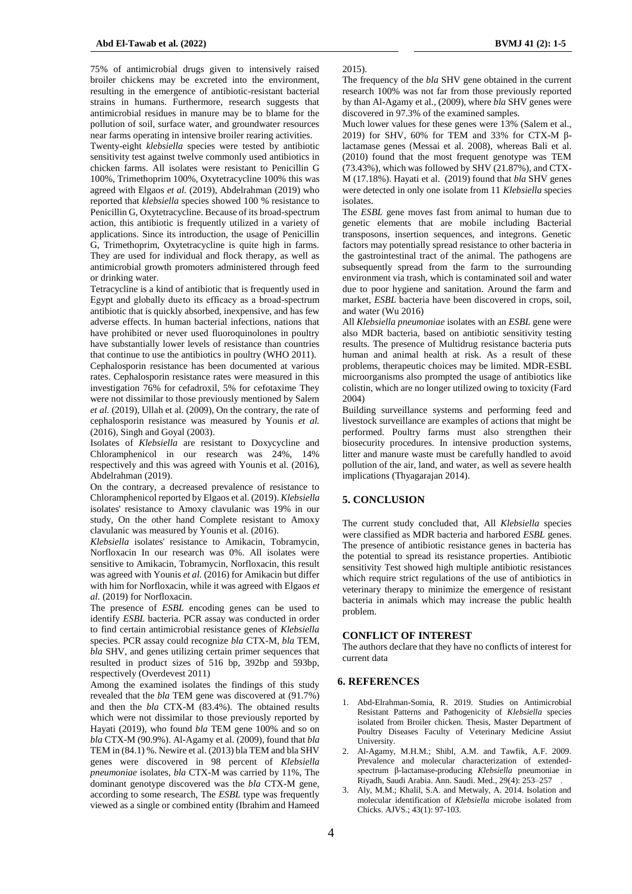75% of antimicrobial drugs given to intensively raised broiler chickens may be excreted into the environment, resulting in the emergence of antibiotic-resistant bacterial strains in humans. Furthermore, research suggests that antimicrobial residues in manure may be to blame for the pollution of soil, surface water, and groundwater resources near farms operating in intensive broiler rearing activities.

Twenty-eight *klebsiella* species were tested by antibiotic sensitivity test against twelve commonly used antibiotics in chicken farms. All isolates were resistant to Penicillin G 100%, Trimethoprim 100%, Oxytetracycline 100% this was agreed with Elgaos *et al.* (2019), Abdelrahman (2019) who reported that *klebsiella* species showed 100 % resistance to Penicillin G, Oxytetracycline. Because of its broad-spectrum action, this antibiotic is frequently utilized in a variety of applications. Since its introduction, the usage of Penicillin G, Trimethoprim, Oxytetracycline is quite high in farms. They are used for individual and flock therapy, as well as antimicrobial growth promoters administered through feed or drinking water.

Tetracycline is a kind of antibiotic that is frequently used in Egypt and globally dueto its efficacy as a broad-spectrum antibiotic that is quickly absorbed, inexpensive, and has few adverse effects. In human bacterial infections, nations that have prohibited or never used fluoroquinolones in poultry have substantially lower levels of resistance than countries that continue to use the antibiotics in poultry (WHO 2011).

Cephalosporin resistance has been documented at various rates. Cephalosporin resistance rates were measured in this investigation 76% for cefadroxil, 5% for cefotaxime They were not dissimilar to those previously mentioned by Salem *et al.* (2019), Ullah et al. (2009), On the contrary, the rate of cephalosporin resistance was measured by Younis *et al.* (2016), Singh and Goyal (2003).

Isolates of *Klebsiella* are resistant to Doxycycline and Chloramphenicol in our research was 24%, 14% respectively and this was agreed with Younis et al. (2016), Abdelrahman (2019).

On the contrary, a decreased prevalence of resistance to Chloramphenicol reported by Elgaos et al. (2019). *Klebsiella* isolates' resistance to Amoxy clavulanic was 19% in our study, On the other hand Complete resistant to Amoxy clavulanic was measured by Younis et al. (2016).

*Klebsiella* isolates' resistance to Amikacin, Tobramycin, Norfloxacin In our research was 0%. All isolates were sensitive to Amikacin, Tobramycin, Norfloxacin, this result was agreed with Younis *et al.* (2016) for Amikacin but differ with him for Norfloxacin, while it was agreed with Elgaos *et al.* (2019) for Norfloxacin.

The presence of *ESBL* encoding genes can be used to identify *ESBL* bacteria. PCR assay was conducted in order to find certain antimicrobial resistance genes of *Klebsiella* species. PCR assay could recognize *bla* CTX-M, *bla* TEM, *bla* SHV, and genes utilizing certain primer sequences that resulted in product sizes of 516 bp, 392bp and 593bp, respectively (Overdevest 2011)

Among the examined isolates the findings of this study revealed that the *bla* TEM gene was discovered at (91.7%) and then the *bla* CTX-M (83.4%). The obtained results which were not dissimilar to those previously reported by Hayati (2019), who found *bla* TEM gene 100% and so on *bla* CTX-M (90.9%). Al-Agamy et al. (2009), found that *bla* TEM in (84.1) %. Newire et al. (2013) bla TEM and bla SHV genes were discovered in 98 percent of *Klebsiella pneumoniae* isolates, *bla* CTX-M was carried by 11%, The dominant genotype discovered was the *bla* CTX-M gene, according to some research, The *ESBL* type was frequently viewed as a single or combined entity (Ibrahim and Hameed 2015).

The frequency of the *bla* SHV gene obtained in the current research 100% was not far from those previously reported by than Al-Agamy et al., (2009), where *bla* SHV genes were discovered in 97.3% of the examined samples.

Much lower values for these genes were 13% (Salem et al., 2019) for SHV, 60% for TEM and 33% for CTX-M β-lactamase genes (Messai et al. 2008), whereas Bali et al. (2010) found that the most frequent genotype was TEM (73.43%), which was followed by SHV (21.87%), and CTX-M (17.18%). Hayati et al. (2019) found that *bla* SHV genes were detected in only one isolate from 11 *Klebsiella* species isolates.

The *ESBL* gene moves fast from animal to human due to genetic elements that are mobile including Bacterial transposons, insertion sequences, and integrons. Genetic factors may potentially spread resistance to other bacteria in the gastrointestinal tract of the animal. The pathogens are subsequently spread from the farm to the surrounding environment via trash, which is contaminated soil and water due to poor hygiene and sanitation. Around the farm and market, *ESBL* bacteria have been discovered in crops, soil, and water (Wu 2016)

All *Klebsiella pneumoniae* isolates with an *ESBL* gene were also MDR bacteria, based on antibiotic sensitivity testing results. The presence of Multidrug resistance bacteria puts human and animal health at risk. As a result of these problems, therapeutic choices may be limited. MDR-ESBL microorganisms also prompted the usage of antibiotics like colistin, which are no longer utilized owing to toxicity (Fard 2004)

Building surveillance systems and performing feed and livestock surveillance are examples of actions that might be performed. Poultry farms must also strengthen their biosecurity procedures. In intensive production systems, litter and manure waste must be carefully handled to avoid pollution of the air, land, and water, as well as severe health implications (Thyagarajan 2014).

## 5. CONCLUSION

The current study concluded that, All *Klebsiella* species were classified as MDR bacteria and harbored *ESBL* genes. The presence of antibiotic resistance genes in bacteria has the potential to spread its resistance properties. Antibiotic sensitivity Test showed high multiple antibiotic resistances which require strict regulations of the use of antibiotics in veterinary therapy to minimize the emergence of resistant bacteria in animals which may increase the public health problem.

## CONFLICT OF INTEREST

The authors declare that they have no conflicts of interest for current data

## 6. REFERENCES

1. Abd-Elrahman-Somia, R. 2019. Studies on Antimicrobial Resistant Patterns and Pathogenicity of *Klebsiella* species isolated from Broiler chicken. Thesis, Master Department of Poultry Diseases Faculty of Veterinary Medicine Assiut University.
2. Al-Agamy, M.H.M.; Shibl, A.M. and Tawfik, A.F. 2009. Prevalence and molecular characterization of extended-spectrum β-lactamase-producing *Klebsiella* pneumoniae in Riyadh, Saudi Arabia. Ann. Saudi. Med., 29(4): 253–257 .
3. Aly, M.M.; Khalil, S.A. and Metwaly, A. 2014. Isolation and molecular identification of *Klebsiella* microbe isolated from Chicks. AJVS.; 43(1): 97-103.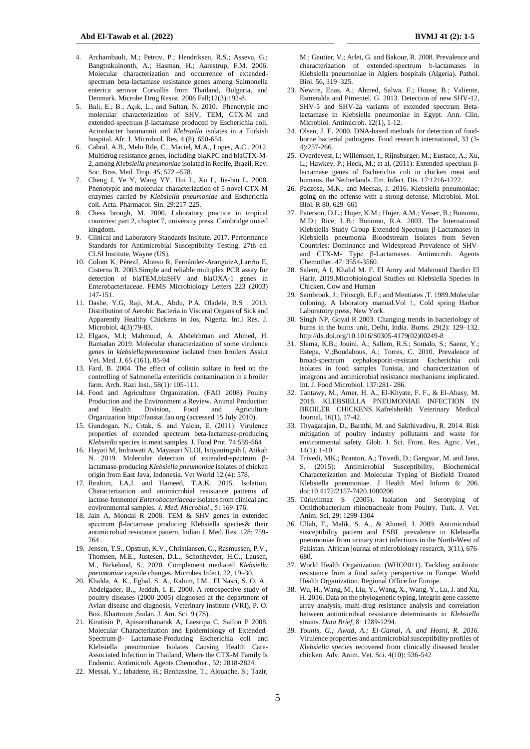4. Archambault, M.; Petrov, P.; Hendriksen, R.S.; Asseva, G.; Bangtrakulnonth, A.; Hasman, H.; Aarestrup, F.M. 2006. Molecular characterization and occurrence of extended-spectrum beta-lactamase resistance genes among Salmonella enterica serovar Corvallis from Thailand, Bulgaria, and Denmark. Microbe Drug Resist. 2006 Fall;12(3):192-8.
5. Bali, E.; B.; Açık, L.; and Sultan, N. 2010. Phenotypic and molecular characterization of SHV, TEM, CTX-M and extended-spectrum β-lactamase produced by Escherichia coli, Acinobacter baumannii and *Klebsiella* isolates in a Turkish hospital. Afr. J. Microbiol. Res. 4 (8), 650-654.
6. Cabral, A.B., Melo Rde, C., Maciel, M.A., Lopes, A.C., 2012. Multidrug resistance genes, including blaKPC and blaCTX-M-2, among *Klebsiella pneumoniae* isolated in Recife, Brazil. Rev. Soc. Bras. Med. Trop. 45, 572 –578.
7. Cheng J, Ye Y, Wang YY, Hui L, Xu L, Jia-bin L. 2008. Phenotypic and molecular characterization of 5 novel CTX-M enzymes carried by *Klebsiella pneumoniae* and Escherichia coli. Acta. Pharmacol. Sin. 29:217-225.
8. Chess brough, M. 2000. Laboratory practice in tropical countries: part 2, chapter 7, university press. Cambridge united kingdom.
9. Clinical and Laboratory Standards Insitute. 2017. Performance Standards for Antimicrobial Susceptibility Testing. 27th ed. CLSI Institute, Wayne (US).
10. Colom K, PèrezJ, Alonso R, Fernández-AranguizA,Lariño E, Cisterna R. 2003.Simple and reliable multiplex PCR assay for detection of blaTEM,blaSHV and blaOXA-1 genes in Enterobacteriaceae. FEMS Microbiology Letters 223 (2003) 147-151.
11. Dashe, Y.G, Raji, M.A., Abdu, P.A. Oladele, B.S . 2013. Distribution of Aerobic Bacteria in Visceral Organs of Sick and Apparently Healthy Chickens in Jos, Nigeria. Int.l Res. J. Microbiol. 4(3):79-83.
12. Elgaos, M.I; Mahmoud, A. Abdelrhman and Ahmed, H. Ramadan 2019. Molecular characterization of some virulence genes in *klebsiellapneumoniae* isolated from broilers Assiut Vet. Med. J. 65 (161), 85-94
13. Fard, B. 2004. The effect of colistin sulfate in feed on the controlling of Salmonella enteritidis contamination in a broiler farm. Arch. Razi Inst., 58(1): 105-111.
14. Food and Agriculture Organization. (FAO 2008) Poultry Production and the Environment a Review. Animal Production and Health Division, Food and Agriculture Organization http://faostat.fao.org (accessed 15 July 2010).
15. Gundogan, N.; Cıtak, S. and Yalcin, E. (2011): Virulence properties of extended spectrum beta-lactamase-producing *Klebsiella* species in meat samples. J. Food Prot. 74:559-564
16. Hayati M, Indrawati A, Mayasari NLOI, Istiyaningsih I, Atikah N. 2019. Molecular detection of extended-spectrum β-lactamase-producing *Klebsiella pneumoniae* isolates of chicken origin from East Java, Indonesia. Vet World 12 (4): 578.
17. Ibrahim, I.A.J. and Hameed, T.A.K. 2015. Isolation, Characterization and antimicrobial resistance patterns of lactose-fermenter *Enterobacteriaceae* isolates from clinical and environmental samples. *J. Med. Microbiol*., 5: 169-176.
18. Jain A, Mondal R 2008. TEM & SHV genes in extended spectrum β-lactamase producing Klebsiella species& their antimicrobial resistance pattern, Indian J. Med. Res. 128: 759-764 .
19. Jensen, T.S., Opstrup, K.V., Christiansen, G., Rasmussen, P.V., Thomsen, M.E., Justesen, D.L., Schonheyder, H.C., Lausen, M., Birkelund, S., 2020. Complement mediated *Klebsiella pneumoniae* capsule changes. Microbes Infect. 22, 19–30.
20. Khalda, A. K., Egbal, S. A., Rahim, I.M., El Nasri, S. O. A., Abdelgader, B.,, Jeddah, I. E. 2000. A retrospective study of poultry diseases (2000-2005) diagnosed at the department of Avian disease and diagnosis, Veterinary institute (VRI), P. O. Box, Khartoum ,Sudan. J. Am. Sci. 9 (7S).
21. Kiratisin P, Apisarnthanarak A, Laesripa C, Saifon P 2008. Molecular Characterization and Epidemiology of Extended-Spectrum-β- Lactamase-Producing Escherichia coli and Klebsiella pneumoniae Isolates Causing Health Care-Associated Infection in Thailand, Where the CTX-M Family Is Endemic. Antimicrob. Agents Chemother., 52: 2818-2824.
22. Messai, Y.; Iabadene, H.; Benhassine, T.; Alouache, S.; Tazir, M.; Gautier, V.; Arlet, G. and Bakour, R. 2008. Prevalence and characterization of extended-spectrum b-lactamases in Klebsiella pneumoniae in Algiers hospitals (Algeria). Pathol. Biol. 56, 319–325.
23. Newire, Enas, A.; Ahmed, Salwa, F.; House, B.; Valiente, Esmeralda and Pimentel, G. 2013. Detection of new SHV-12, SHV-5 and SHV-2a variants of extended spectrum Beta-lactamase in Klebsiella pneumoniae in Egypt. Ann. Clin. Microbiol. Antimicrob. 12(1), 1-12.
24. Olsen, J. E. 2000. DNA-based methods for detection of food-borne bacterial pathogens. Food research international, 33 (3-4):257-266.
25. Overdevest, I.; Willemsen, I.; Rijnsburger, M.; Eustace, A.; Xu, L.; Hawkey, P.; Heck, M.; et al. (2011): Extended-spectrum β-lactamase genes of Escherichia coli in chicken meat and humans, the Netherlands. Em. Infect. Dis. 17:1216-1222.
26. Paczosa, M.K., and Mecsas, J. 2016. Klebsiella pneumoniae: going on the offense with a strong defense. Microbiol. Mol. Biol. R 80, 629–661
27. Paterson, D.L.; Hujer, K.M.; Hujer, A.M.; Yeiser, B.; Bonomo, M.D.; Rice, L.B.; Bonomo, R.A. 2003. The International Klebsiella Study Group Extended-Spectrum β-Lactamases in Klebsiella pneumonia Bloodstream Isolates from Seven Countries: Dominance and Widespread Prevalence of SHV- and CTX-M- Type β-Lactamases. Antimicrob. Agents Chemother. 47: 3554-3560.
28. Salem, A I, Khalid M. F. El Amry and Mahmoud Dardiri El Harir. 2019.Microbiological Studies on Klebsiella Species in Chicken, Cow and Human
29. Sambrook, J.; Fritscgh, E.F.; and Mentiates ,T. 1989.Molecular coloning. A laboratory manual.Vol !., Cold spring Harbor Laboratotry press, New York.
30. Singh NP, Goyal R 2003. Changing trends in bacteriology of burns in the burns unit, Delhi, India. Burns. 29(2): 129–132. http://dx.doi.org/10.1016/S0305-4179(02)00249-8
31. Slama, K.B.; Jouini, A.; Sallem, R.S.; Somalo, S.; Saenz, Y.; Estepa, V.;Boudabous, A.; Torres, C. 2010. Prevalence of broad-spectrum cephalosporin-resistant Escherichia coli isolates in food samples Tunisia, and characterization of integrons and antimicrobial resistance mechanisms implicated. Int. J. Food Microbiol. 137:281- 286.
32. Tantawy, M., Amer, H. A., El-Khyate, F. F., & El-Abasy, M. 2018. KLEBSIELLA PNEUMONIAE INFECTION IN BROILER CHICKENS. Kafrelsheikh Veterinary Medical Journal, 16(1), 17-42.
33. Thyagarajan, D., Barathi, M. and Sakthivadivu, R. 2014. Risk mitigation of poultry industry pollutants and waste for environmental safety. Glob. J. Sci. Front. Res. Agric. Vet., 14(1): 1-10
34. Trivedi, MK.; Branton, A.; Trivedi, D.; Gangwar, M. and Jana, S. (2015): Antimicrobial Susceptibility, Biochemical Characterization and Molecular Typing of Biofield Treated Klebsiella pneumoniae. J Health Med Inform 6: 206. doi:10.4172/2157-7420.1000206
35. Türkyilmaz S (2005). Isolation and Serotyping of Ornithobacterium rhinotracheale from Poultry. Turk. J. Vet. Anim. Sci. 29: 1299-1304
36. Ullah, F., Malik, S. A., & Ahmed, J. 2009. Antimicrobial susceptibility pattern and ESBL prevalence in Klebsiella pneumoniae from urinary tract infections in the North-West of Pakistan. African journal of microbiology research, 3(11), 676-680.
37. World Health Organization. (WHO2011). Tackling antibiotic resistance from a food safety perspective in Europe. World Health Organization. Regional Office for Europe.
38. Wu, H., Wang, M., Liu, Y., Wang, X., Wang, Y., Lu, J. and Xu, H. 2016. Data on the phylogenetic typing, integrin gene cassette array analysis, multi-drug resistance analysis and correlation between antimicrobial resistance determinants in *Klebsiella* strains. *Data Brief*, 8: 1289-1294.
39. *Younis, G.; Awad, A.; El-Gamal, A. and Hosni, R. 2016.* Virulence properties and antimicrobial susceptibility profiles of *Klebsiella species* recovered from clinically diseased broiler chicken. Adv. Anim. Vet. Sci. 4(10): 536-542